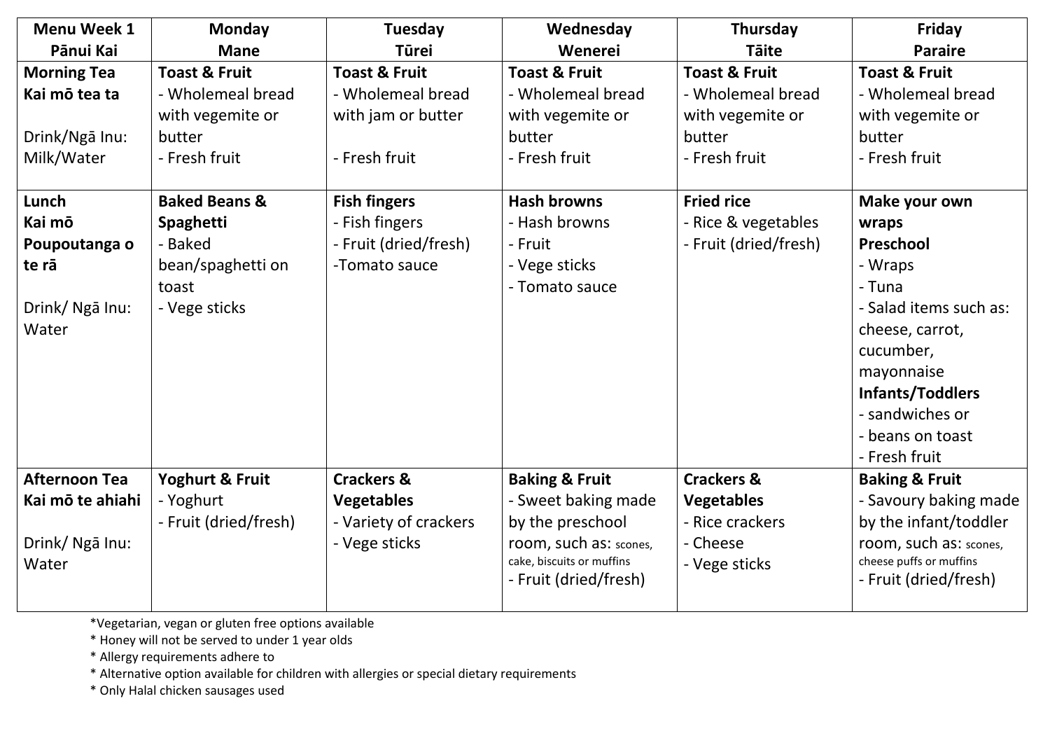| Menu Week 1<br>Pānui Kai | Monday<br>Mane | Tuesday<br>Tūrei | Wednesday<br>Wenerei | Thursday<br>Tāite | Friday<br>Paraire |
|---|---|---|---|---|---|
| **Morning Tea<br>Kai mō tea ta**<br><br>Drink/Ngā Inu: Milk/Water | **Toast & Fruit**<br>- Wholemeal bread with vegemite or butter<br>- Fresh fruit | **Toast & Fruit**<br>- Wholemeal bread with jam or butter<br><br>- Fresh fruit | **Toast & Fruit**<br>- Wholemeal bread with vegemite or butter<br>- Fresh fruit | **Toast & Fruit**<br>- Wholemeal bread with vegemite or butter<br>- Fresh fruit | **Toast & Fruit**<br>- Wholemeal bread with vegemite or butter<br>- Fresh fruit |
| **Lunch<br>Kai mō Poupoutanga o te rā**<br><br>Drink/ Ngā Inu: Water | **Baked Beans & Spaghetti**<br>- Baked bean/spaghetti on toast<br>- Vege sticks | **Fish fingers**<br>- Fish fingers<br>- Fruit (dried/fresh)<br>-Tomato sauce | **Hash browns**<br>- Hash browns<br>- Fruit<br>- Vege sticks<br>- Tomato sauce | **Fried rice**<br>- Rice & vegetables<br>- Fruit (dried/fresh) | **Make your own wraps**<br>**Preschool**<br>- Wraps<br>- Tuna<br>- Salad items such as: cheese, carrot, cucumber, mayonnaise<br>**Infants/Toddlers**<br>- sandwiches or<br>- beans on toast<br>- Fresh fruit |
| **Afternoon Tea<br>Kai mō te ahiahi**<br><br>Drink/ Ngā Inu: Water | **Yoghurt & Fruit**<br>- Yoghurt<br>- Fruit (dried/fresh) | **Crackers & Vegetables**<br>- Variety of crackers<br>- Vege sticks | **Baking & Fruit**<br>- Sweet baking made by the preschool room, such as: scones, cake, biscuits or muffins<br>- Fruit (dried/fresh) | **Crackers & Vegetables**<br>- Rice crackers<br>- Cheese<br>- Vege sticks | **Baking & Fruit**<br>- Savoury baking made by the infant/toddler room, such as: scones, cheese puffs or muffins<br>- Fruit (dried/fresh) |

*Vegetarian, vegan or gluten free options available
* Honey will not be served to under 1 year olds
* Allergy requirements adhere to
* Alternative option available for children with allergies or special dietary requirements
* Only Halal chicken sausages used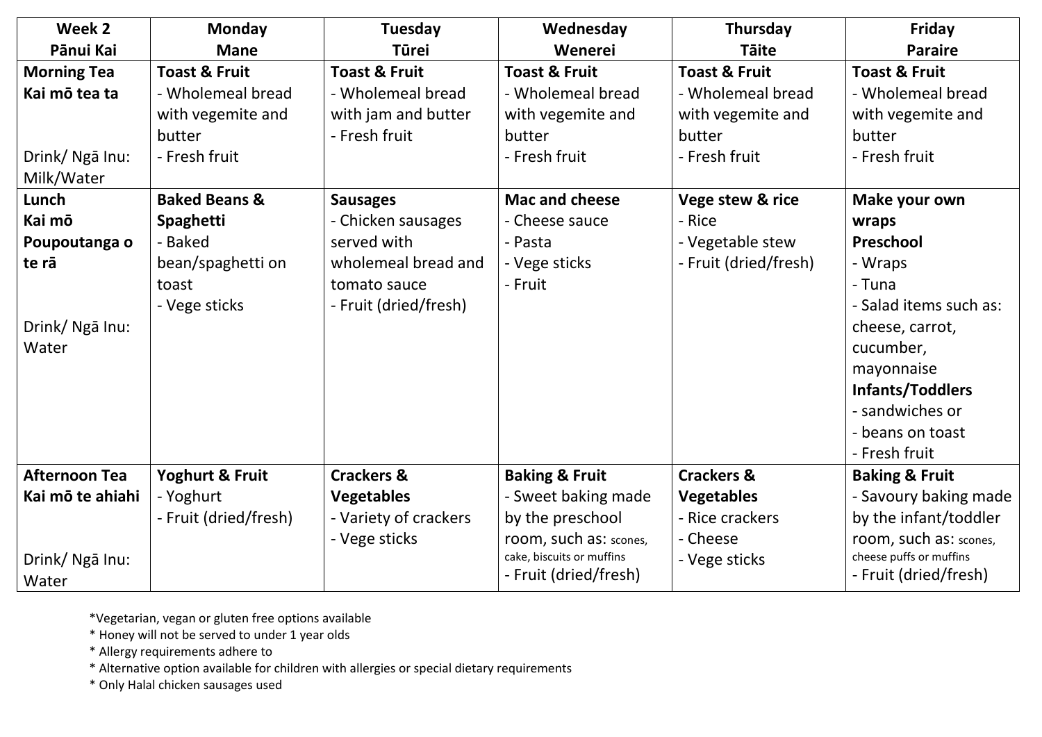| **Week 2**<br>**Pānui Kai** | **Monday**<br>**Mane** | **Tuesday**<br>**Tūrei** | **Wednesday**<br>**Wenerei** | **Thursday**<br>**Tāite** | **Friday**<br>**Paraire** |
|---|---|---|---|---|---|
| **Morning Tea**<br>**Kai mō tea ta**<br><br>Drink/ Ngā Inu: Milk/Water | **Toast & Fruit**<br>- Wholemeal bread with vegemite and butter<br>- Fresh fruit | **Toast & Fruit**<br>- Wholemeal bread with jam and butter<br>- Fresh fruit | **Toast & Fruit**<br>- Wholemeal bread with vegemite and butter<br>- Fresh fruit | **Toast & Fruit**<br>- Wholemeal bread with vegemite and butter<br>- Fresh fruit | **Toast & Fruit**<br>- Wholemeal bread with vegemite and butter<br>- Fresh fruit |
| **Lunch**<br>**Kai mō Poupoutanga o te rā**<br><br>Drink/ Ngā Inu: Water | **Baked Beans & Spaghetti**<br>- Baked bean/spaghetti on toast<br>- Vege sticks | **Sausages**<br>- Chicken sausages served with wholemeal bread and tomato sauce<br>- Fruit (dried/fresh) | **Mac and cheese**<br>- Cheese sauce<br>- Pasta<br>- Vege sticks<br>- Fruit | **Vege stew & rice**<br>- Rice<br>- Vegetable stew<br>- Fruit (dried/fresh) | **Make your own wraps**<br>**Preschool**<br>- Wraps<br>- Tuna<br>- Salad items such as: cheese, carrot, cucumber, mayonnaise<br>**Infants/Toddlers**<br>- sandwiches or<br>- beans on toast<br>- Fresh fruit |
| **Afternoon Tea**<br>**Kai mō te ahiahi**<br><br>Drink/ Ngā Inu: Water | **Yoghurt & Fruit**<br>- Yoghurt<br>- Fruit (dried/fresh) | **Crackers & Vegetables**<br>- Variety of crackers<br>- Vege sticks | **Baking & Fruit**<br>- Sweet baking made by the preschool room, such as: scones, cake, biscuits or muffins<br>- Fruit (dried/fresh) | **Crackers & Vegetables**<br>- Rice crackers<br>- Cheese<br>- Vege sticks | **Baking & Fruit**<br>- Savoury baking made by the infant/toddler room, such as: scones, cheese puffs or muffins<br>- Fruit (dried/fresh) |

*Vegetarian, vegan or gluten free options available
* Honey will not be served to under 1 year olds
* Allergy requirements adhere to
* Alternative option available for children with allergies or special dietary requirements
* Only Halal chicken sausages used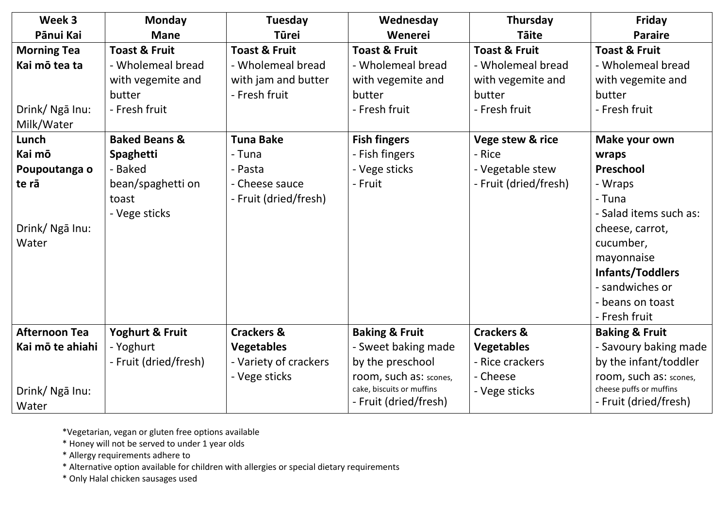| Week 3<br>Pānui Kai | Monday<br>Mane | Tuesday<br>Tūrei | Wednesday<br>Wenerei | Thursday<br>Tāite | Friday<br>Paraire |
|---|---|---|---|---|---|
| **Morning Tea**<br>**Kai mō tea ta**<br><br>Drink/ Ngā Inu: Milk/Water | **Toast & Fruit**<br>- Wholemeal bread with vegemite and butter<br>- Fresh fruit | **Toast & Fruit**<br>- Wholemeal bread with jam and butter<br>- Fresh fruit | **Toast & Fruit**<br>- Wholemeal bread with vegemite and butter<br>- Fresh fruit | **Toast & Fruit**<br>- Wholemeal bread with vegemite and butter<br>- Fresh fruit | **Toast & Fruit**<br>- Wholemeal bread with vegemite and butter<br>- Fresh fruit |
| **Lunch**<br>**Kai mō Poupoutanga o te rā**<br><br>Drink/ Ngā Inu: Water | **Baked Beans & Spaghetti**<br>- Baked bean/spaghetti on toast<br>- Vege sticks | **Tuna Bake**<br>- Tuna<br>- Pasta<br>- Cheese sauce<br>- Fruit (dried/fresh) | **Fish fingers**<br>- Fish fingers<br>- Vege sticks<br>- Fruit | **Vege stew & rice**<br>- Rice<br>- Vegetable stew<br>- Fruit (dried/fresh) | **Make your own wraps**<br>**Preschool**<br>- Wraps<br>- Tuna<br>- Salad items such as: cheese, carrot, cucumber, mayonnaise<br>**Infants/Toddlers**<br>- sandwiches or<br>- beans on toast<br>- Fresh fruit |
| **Afternoon Tea**<br>**Kai mō te ahiahi**<br><br>Drink/ Ngā Inu: Water | **Yoghurt & Fruit**<br>- Yoghurt<br>- Fruit (dried/fresh) | **Crackers & Vegetables**<br>- Variety of crackers<br>- Vege sticks | **Baking & Fruit**<br>- Sweet baking made by the preschool room, such as: scones, cake, biscuits or muffins<br>- Fruit (dried/fresh) | **Crackers & Vegetables**<br>- Rice crackers<br>- Cheese<br>- Vege sticks | **Baking & Fruit**<br>- Savoury baking made by the infant/toddler room, such as: scones, cheese puffs or muffins<br>- Fruit (dried/fresh) |

*Vegetarian, vegan or gluten free options available

* Honey will not be served to under 1 year olds

* Allergy requirements adhere to

* Alternative option available for children with allergies or special dietary requirements

* Only Halal chicken sausages used